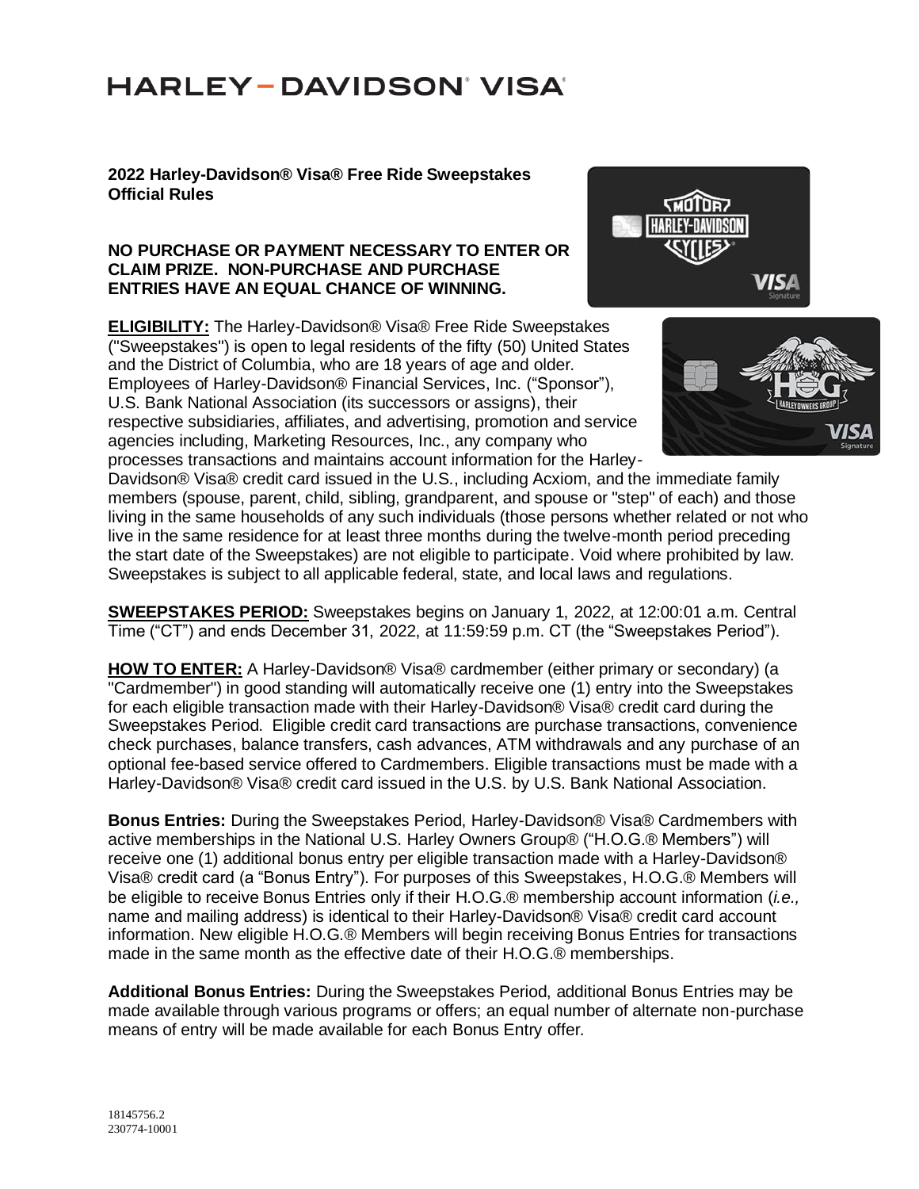# HARLEY-DAVIDSON® VISA®

**2022 Harley-Davidson® Visa® Free Ride Sweepstakes**
**Official Rules**

**NO PURCHASE OR PAYMENT NECESSARY TO ENTER OR CLAIM PRIZE. NON-PURCHASE AND PURCHASE ENTRIES HAVE AN EQUAL CHANCE OF WINNING.**

**ELIGIBILITY:** The Harley-Davidson® Visa® Free Ride Sweepstakes ("Sweepstakes") is open to legal residents of the fifty (50) United States and the District of Columbia, who are 18 years of age and older. Employees of Harley-Davidson® Financial Services, Inc. ("Sponsor"), U.S. Bank National Association (its successors or assigns), their respective subsidiaries, affiliates, and advertising, promotion and service agencies including, Marketing Resources, Inc., any company who processes transactions and maintains account information for the Harley-Davidson® Visa® credit card issued in the U.S., including Acxiom, and the immediate family members (spouse, parent, child, sibling, grandparent, and spouse or "step" of each) and those living in the same households of any such individuals (those persons whether related or not who live in the same residence for at least three months during the twelve-month period preceding the start date of the Sweepstakes) are not eligible to participate. Void where prohibited by law. Sweepstakes is subject to all applicable federal, state, and local laws and regulations.

**SWEEPSTAKES PERIOD:** Sweepstakes begins on January 1, 2022, at 12:00:01 a.m. Central Time ("CT") and ends December 31, 2022, at 11:59:59 p.m. CT (the "Sweepstakes Period").

**HOW TO ENTER:** A Harley-Davidson® Visa® cardmember (either primary or secondary) (a "Cardmember") in good standing will automatically receive one (1) entry into the Sweepstakes for each eligible transaction made with their Harley-Davidson® Visa® credit card during the Sweepstakes Period. Eligible credit card transactions are purchase transactions, convenience check purchases, balance transfers, cash advances, ATM withdrawals and any purchase of an optional fee-based service offered to Cardmembers. Eligible transactions must be made with a Harley-Davidson® Visa® credit card issued in the U.S. by U.S. Bank National Association.

**Bonus Entries:** During the Sweepstakes Period, Harley-Davidson® Visa® Cardmembers with active memberships in the National U.S. Harley Owners Group® ("H.O.G.® Members") will receive one (1) additional bonus entry per eligible transaction made with a Harley-Davidson® Visa® credit card (a "Bonus Entry"). For purposes of this Sweepstakes, H.O.G.® Members will be eligible to receive Bonus Entries only if their H.O.G.® membership account information (*i.e.,* name and mailing address) is identical to their Harley-Davidson® Visa® credit card account information. New eligible H.O.G.® Members will begin receiving Bonus Entries for transactions made in the same month as the effective date of their H.O.G.® memberships.

**Additional Bonus Entries:** During the Sweepstakes Period, additional Bonus Entries may be made available through various programs or offers; an equal number of alternate non-purchase means of entry will be made available for each Bonus Entry offer.

18145756.2
230774-10001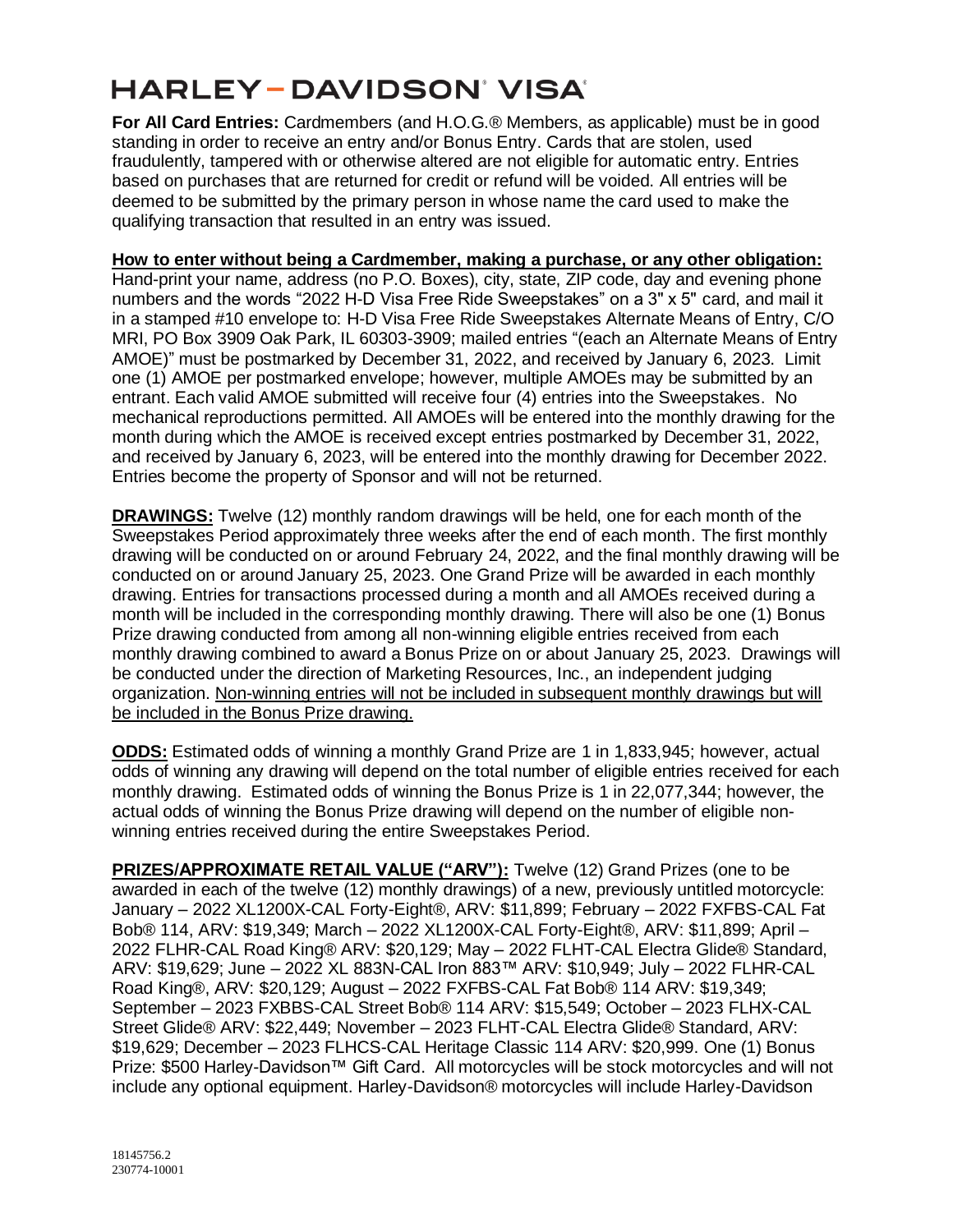# HARLEY – DAVIDSON® VISA®

**For All Card Entries:** Cardmembers (and H.O.G.® Members, as applicable) must be in good standing in order to receive an entry and/or Bonus Entry. Cards that are stolen, used fraudulently, tampered with or otherwise altered are not eligible for automatic entry. Entries based on purchases that are returned for credit or refund will be voided. All entries will be deemed to be submitted by the primary person in whose name the card used to make the qualifying transaction that resulted in an entry was issued.

**<u>How to enter without being a Cardmember, making a purchase, or any other obligation:</u>** Hand-print your name, address (no P.O. Boxes), city, state, ZIP code, day and evening phone numbers and the words "2022 H-D Visa Free Ride Sweepstakes" on a 3" x 5" card, and mail it in a stamped #10 envelope to: H-D Visa Free Ride Sweepstakes Alternate Means of Entry, C/O MRI, PO Box 3909 Oak Park, IL 60303-3909; mailed entries "(each an Alternate Means of Entry AMOE)" must be postmarked by December 31, 2022, and received by January 6, 2023. Limit one (1) AMOE per postmarked envelope; however, multiple AMOEs may be submitted by an entrant. Each valid AMOE submitted will receive four (4) entries into the Sweepstakes. No mechanical reproductions permitted. All AMOEs will be entered into the monthly drawing for the month during which the AMOE is received except entries postmarked by December 31, 2022, and received by January 6, 2023, will be entered into the monthly drawing for December 2022. Entries become the property of Sponsor and will not be returned.

**<u>DRAWINGS:</u>** Twelve (12) monthly random drawings will be held, one for each month of the Sweepstakes Period approximately three weeks after the end of each month. The first monthly drawing will be conducted on or around February 24, 2022, and the final monthly drawing will be conducted on or around January 25, 2023. One Grand Prize will be awarded in each monthly drawing. Entries for transactions processed during a month and all AMOEs received during a month will be included in the corresponding monthly drawing. There will also be one (1) Bonus Prize drawing conducted from among all non-winning eligible entries received from each monthly drawing combined to award a Bonus Prize on or about January 25, 2023. Drawings will be conducted under the direction of Marketing Resources, Inc., an independent judging organization. <u>Non-winning entries will not be included in subsequent monthly drawings but will be included in the Bonus Prize drawing.</u>

**<u>ODDS:</u>** Estimated odds of winning a monthly Grand Prize are 1 in 1,833,945; however, actual odds of winning any drawing will depend on the total number of eligible entries received for each monthly drawing. Estimated odds of winning the Bonus Prize is 1 in 22,077,344; however, the actual odds of winning the Bonus Prize drawing will depend on the number of eligible non-winning entries received during the entire Sweepstakes Period.

**<u>PRIZES/APPROXIMATE RETAIL VALUE ("ARV"):</u>** Twelve (12) Grand Prizes (one to be awarded in each of the twelve (12) monthly drawings) of a new, previously untitled motorcycle: January – 2022 XL1200X-CAL Forty-Eight®, ARV: $11,899; February – 2022 FXFBS-CAL Fat Bob® 114, ARV: $19,349; March – 2022 XL1200X-CAL Forty-Eight®, ARV: $11,899; April – 2022 FLHR-CAL Road King® ARV: $20,129; May – 2022 FLHT-CAL Electra Glide® Standard, ARV: $19,629; June – 2022 XL 883N-CAL Iron 883™ ARV: $10,949; July – 2022 FLHR-CAL Road King®, ARV: $20,129; August – 2022 FXFBS-CAL Fat Bob® 114 ARV: $19,349; September – 2023 FXBBS-CAL Street Bob® 114 ARV: $15,549; October – 2023 FLHX-CAL Street Glide® ARV: $22,449; November – 2023 FLHT-CAL Electra Glide® Standard, ARV: $19,629; December – 2023 FLHCS-CAL Heritage Classic 114 ARV: $20,999. One (1) Bonus Prize: $500 Harley-Davidson™ Gift Card. All motorcycles will be stock motorcycles and will not include any optional equipment. Harley-Davidson® motorcycles will include Harley-Davidson

18145756.2
230774-10001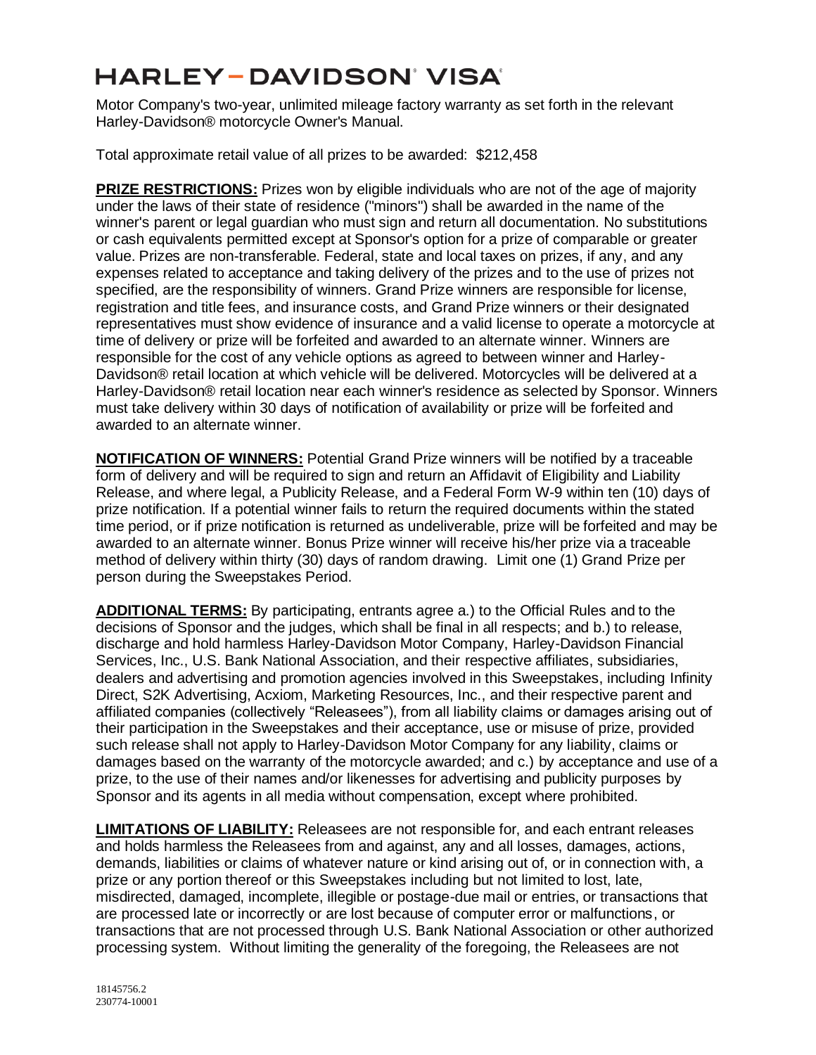Motor Company's two-year, unlimited mileage factory warranty as set forth in the relevant Harley-Davidson® motorcycle Owner's Manual.

Total approximate retail value of all prizes to be awarded: $212,458

**PRIZE RESTRICTIONS:** Prizes won by eligible individuals who are not of the age of majority under the laws of their state of residence ("minors") shall be awarded in the name of the winner's parent or legal guardian who must sign and return all documentation. No substitutions or cash equivalents permitted except at Sponsor's option for a prize of comparable or greater value. Prizes are non-transferable. Federal, state and local taxes on prizes, if any, and any expenses related to acceptance and taking delivery of the prizes and to the use of prizes not specified, are the responsibility of winners. Grand Prize winners are responsible for license, registration and title fees, and insurance costs, and Grand Prize winners or their designated representatives must show evidence of insurance and a valid license to operate a motorcycle at time of delivery or prize will be forfeited and awarded to an alternate winner. Winners are responsible for the cost of any vehicle options as agreed to between winner and Harley-Davidson® retail location at which vehicle will be delivered. Motorcycles will be delivered at a Harley-Davidson® retail location near each winner's residence as selected by Sponsor. Winners must take delivery within 30 days of notification of availability or prize will be forfeited and awarded to an alternate winner.

**NOTIFICATION OF WINNERS:** Potential Grand Prize winners will be notified by a traceable form of delivery and will be required to sign and return an Affidavit of Eligibility and Liability Release, and where legal, a Publicity Release, and a Federal Form W-9 within ten (10) days of prize notification. If a potential winner fails to return the required documents within the stated time period, or if prize notification is returned as undeliverable, prize will be forfeited and may be awarded to an alternate winner. Bonus Prize winner will receive his/her prize via a traceable method of delivery within thirty (30) days of random drawing. Limit one (1) Grand Prize per person during the Sweepstakes Period.

**ADDITIONAL TERMS:** By participating, entrants agree a.) to the Official Rules and to the decisions of Sponsor and the judges, which shall be final in all respects; and b.) to release, discharge and hold harmless Harley-Davidson Motor Company, Harley-Davidson Financial Services, Inc., U.S. Bank National Association, and their respective affiliates, subsidiaries, dealers and advertising and promotion agencies involved in this Sweepstakes, including Infinity Direct, S2K Advertising, Acxiom, Marketing Resources, Inc., and their respective parent and affiliated companies (collectively "Releasees"), from all liability claims or damages arising out of their participation in the Sweepstakes and their acceptance, use or misuse of prize, provided such release shall not apply to Harley-Davidson Motor Company for any liability, claims or damages based on the warranty of the motorcycle awarded; and c.) by acceptance and use of a prize, to the use of their names and/or likenesses for advertising and publicity purposes by Sponsor and its agents in all media without compensation, except where prohibited.

**LIMITATIONS OF LIABILITY:** Releasees are not responsible for, and each entrant releases and holds harmless the Releasees from and against, any and all losses, damages, actions, demands, liabilities or claims of whatever nature or kind arising out of, or in connection with, a prize or any portion thereof or this Sweepstakes including but not limited to lost, late, misdirected, damaged, incomplete, illegible or postage-due mail or entries, or transactions that are processed late or incorrectly or are lost because of computer error or malfunctions, or transactions that are not processed through U.S. Bank National Association or other authorized processing system. Without limiting the generality of the foregoing, the Releasees are not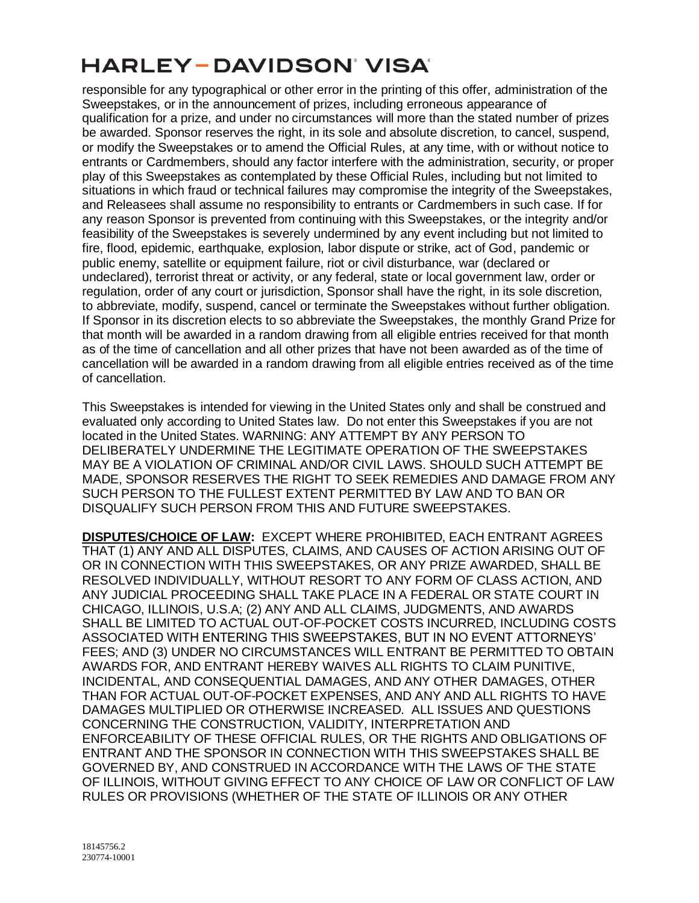responsible for any typographical or other error in the printing of this offer, administration of the Sweepstakes, or in the announcement of prizes, including erroneous appearance of qualification for a prize, and under no circumstances will more than the stated number of prizes be awarded. Sponsor reserves the right, in its sole and absolute discretion, to cancel, suspend, or modify the Sweepstakes or to amend the Official Rules, at any time, with or without notice to entrants or Cardmembers, should any factor interfere with the administration, security, or proper play of this Sweepstakes as contemplated by these Official Rules, including but not limited to situations in which fraud or technical failures may compromise the integrity of the Sweepstakes, and Releasees shall assume no responsibility to entrants or Cardmembers in such case. If for any reason Sponsor is prevented from continuing with this Sweepstakes, or the integrity and/or feasibility of the Sweepstakes is severely undermined by any event including but not limited to fire, flood, epidemic, earthquake, explosion, labor dispute or strike, act of God, pandemic or public enemy, satellite or equipment failure, riot or civil disturbance, war (declared or undeclared), terrorist threat or activity, or any federal, state or local government law, order or regulation, order of any court or jurisdiction, Sponsor shall have the right, in its sole discretion, to abbreviate, modify, suspend, cancel or terminate the Sweepstakes without further obligation. If Sponsor in its discretion elects to so abbreviate the Sweepstakes, the monthly Grand Prize for that month will be awarded in a random drawing from all eligible entries received for that month as of the time of cancellation and all other prizes that have not been awarded as of the time of cancellation will be awarded in a random drawing from all eligible entries received as of the time of cancellation.

This Sweepstakes is intended for viewing in the United States only and shall be construed and evaluated only according to United States law. Do not enter this Sweepstakes if you are not located in the United States. WARNING: ANY ATTEMPT BY ANY PERSON TO DELIBERATELY UNDERMINE THE LEGITIMATE OPERATION OF THE SWEEPSTAKES MAY BE A VIOLATION OF CRIMINAL AND/OR CIVIL LAWS. SHOULD SUCH ATTEMPT BE MADE, SPONSOR RESERVES THE RIGHT TO SEEK REMEDIES AND DAMAGE FROM ANY SUCH PERSON TO THE FULLEST EXTENT PERMITTED BY LAW AND TO BAN OR DISQUALIFY SUCH PERSON FROM THIS AND FUTURE SWEEPSTAKES.

**DISPUTES/CHOICE OF LAW:** EXCEPT WHERE PROHIBITED, EACH ENTRANT AGREES THAT (1) ANY AND ALL DISPUTES, CLAIMS, AND CAUSES OF ACTION ARISING OUT OF OR IN CONNECTION WITH THIS SWEEPSTAKES, OR ANY PRIZE AWARDED, SHALL BE RESOLVED INDIVIDUALLY, WITHOUT RESORT TO ANY FORM OF CLASS ACTION, AND ANY JUDICIAL PROCEEDING SHALL TAKE PLACE IN A FEDERAL OR STATE COURT IN CHICAGO, ILLINOIS, U.S.A; (2) ANY AND ALL CLAIMS, JUDGMENTS, AND AWARDS SHALL BE LIMITED TO ACTUAL OUT-OF-POCKET COSTS INCURRED, INCLUDING COSTS ASSOCIATED WITH ENTERING THIS SWEEPSTAKES, BUT IN NO EVENT ATTORNEYS' FEES; AND (3) UNDER NO CIRCUMSTANCES WILL ENTRANT BE PERMITTED TO OBTAIN AWARDS FOR, AND ENTRANT HEREBY WAIVES ALL RIGHTS TO CLAIM PUNITIVE, INCIDENTAL, AND CONSEQUENTIAL DAMAGES, AND ANY OTHER DAMAGES, OTHER THAN FOR ACTUAL OUT-OF-POCKET EXPENSES, AND ANY AND ALL RIGHTS TO HAVE DAMAGES MULTIPLIED OR OTHERWISE INCREASED. ALL ISSUES AND QUESTIONS CONCERNING THE CONSTRUCTION, VALIDITY, INTERPRETATION AND ENFORCEABILITY OF THESE OFFICIAL RULES, OR THE RIGHTS AND OBLIGATIONS OF ENTRANT AND THE SPONSOR IN CONNECTION WITH THIS SWEEPSTAKES SHALL BE GOVERNED BY, AND CONSTRUED IN ACCORDANCE WITH THE LAWS OF THE STATE OF ILLINOIS, WITHOUT GIVING EFFECT TO ANY CHOICE OF LAW OR CONFLICT OF LAW RULES OR PROVISIONS (WHETHER OF THE STATE OF ILLINOIS OR ANY OTHER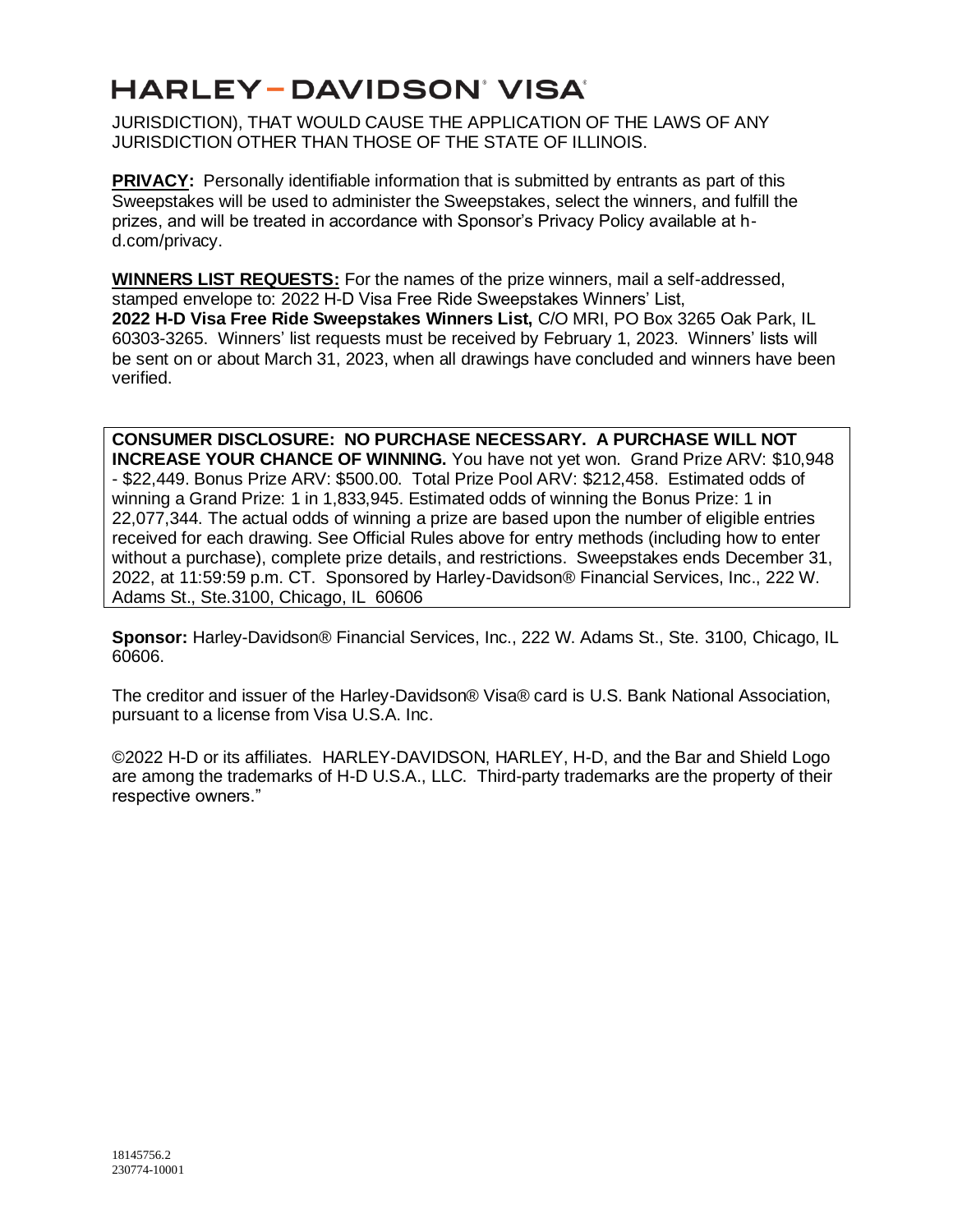JURISDICTION), THAT WOULD CAUSE THE APPLICATION OF THE LAWS OF ANY JURISDICTION OTHER THAN THOSE OF THE STATE OF ILLINOIS.

**PRIVACY:** Personally identifiable information that is submitted by entrants as part of this Sweepstakes will be used to administer the Sweepstakes, select the winners, and fulfill the prizes, and will be treated in accordance with Sponsor's Privacy Policy available at h-d.com/privacy.

**WINNERS LIST REQUESTS:** For the names of the prize winners, mail a self-addressed, stamped envelope to: 2022 H-D Visa Free Ride Sweepstakes Winners' List, **2022 H-D Visa Free Ride Sweepstakes Winners List,** C/O MRI, PO Box 3265 Oak Park, IL 60303-3265. Winners' list requests must be received by February 1, 2023. Winners' lists will be sent on or about March 31, 2023, when all drawings have concluded and winners have been verified.

**CONSUMER DISCLOSURE: NO PURCHASE NECESSARY. A PURCHASE WILL NOT INCREASE YOUR CHANCE OF WINNING.** You have not yet won. Grand Prize ARV: $10,948 - $22,449. Bonus Prize ARV: $500.00. Total Prize Pool ARV: $212,458. Estimated odds of winning a Grand Prize: 1 in 1,833,945. Estimated odds of winning the Bonus Prize: 1 in 22,077,344. The actual odds of winning a prize are based upon the number of eligible entries received for each drawing. See Official Rules above for entry methods (including how to enter without a purchase), complete prize details, and restrictions. Sweepstakes ends December 31, 2022, at 11:59:59 p.m. CT. Sponsored by Harley-Davidson® Financial Services, Inc., 222 W. Adams St., Ste.3100, Chicago, IL 60606

**Sponsor:** Harley-Davidson® Financial Services, Inc., 222 W. Adams St., Ste. 3100, Chicago, IL 60606.

The creditor and issuer of the Harley-Davidson® Visa® card is U.S. Bank National Association, pursuant to a license from Visa U.S.A. Inc.

©2022 H-D or its affiliates. HARLEY-DAVIDSON, HARLEY, H-D, and the Bar and Shield Logo are among the trademarks of H-D U.S.A., LLC. Third-party trademarks are the property of their respective owners."

18145756.2
230774-10001